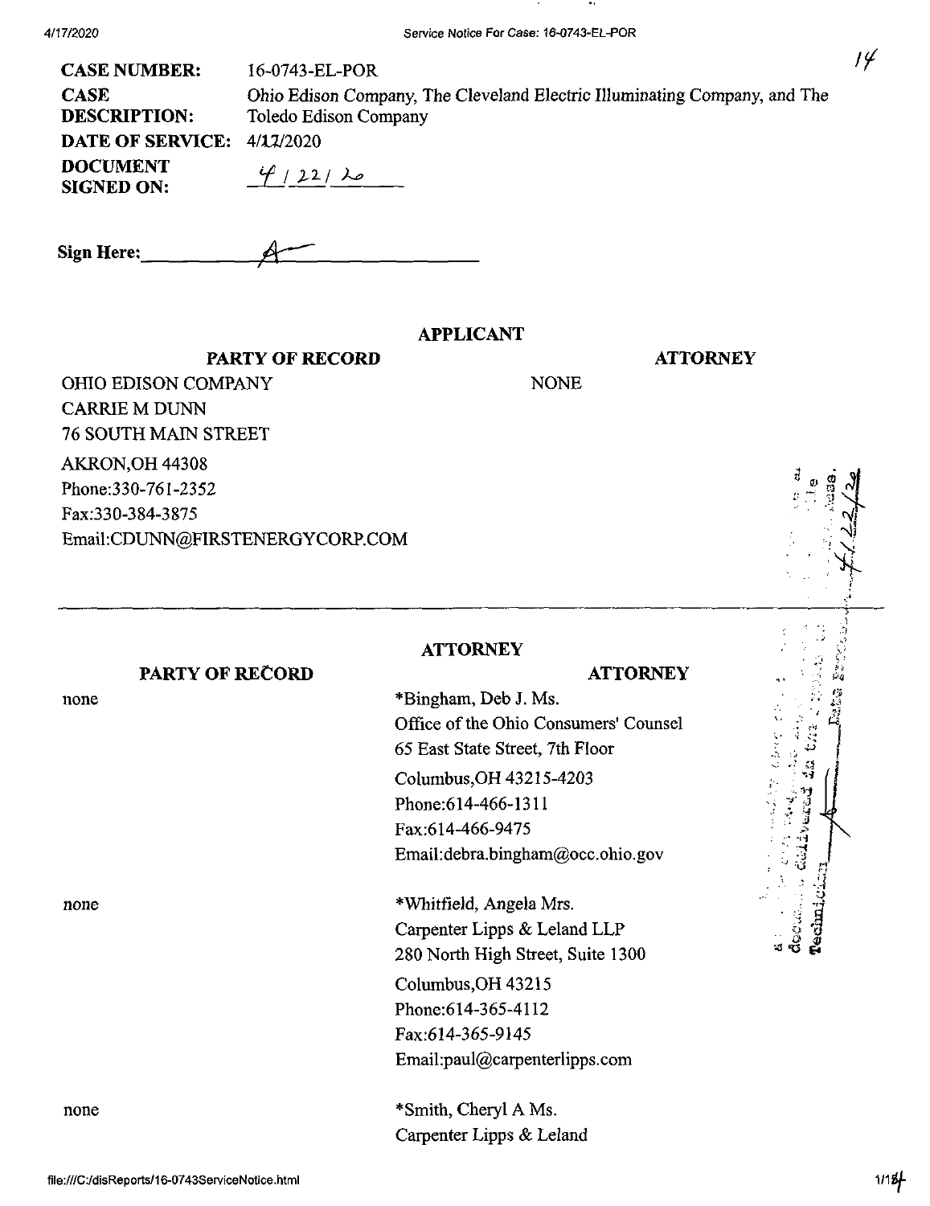| | |
|---|---|
| **CASE NUMBER:** | 16-0743-EL-POR |
| **CASE DESCRIPTION:** | Ohio Edison Company, The Cleveland Electric Illuminating Company, and The Toledo Edison Company |
| **DATE OF SERVICE:** | 4/17/2020 |
| **DOCUMENT SIGNED ON:** | 4/22/20 |

**Sign Here:** ______A______

## APPLICANT

| PARTY OF RECORD | ATTORNEY |
|---|---|
| OHIO EDISON COMPANY<br>CARRIE M DUNN<br>76 SOUTH MAIN STREET<br>AKRON,OH 44308<br>Phone:330-761-2352<br>Fax:330-384-3875<br>Email:CDUNN@FIRSTENERGYCORP.COM | NONE |

## ATTORNEY

| PARTY OF RECORD | ATTORNEY |
|---|---|
| none | *Bingham, Deb J. Ms.<br>Office of the Ohio Consumers' Counsel<br>65 East State Street, 7th Floor<br>Columbus,OH 43215-4203<br>Phone:614-466-1311<br>Fax:614-466-9475<br>Email:debra.bingham@occ.ohio.gov |
| none | *Whitfield, Angela Mrs.<br>Carpenter Lipps & Leland LLP<br>280 North High Street, Suite 1300<br>Columbus,OH 43215<br>Phone:614-365-4112<br>Fax:614-365-9145<br>Email:paul@carpenterlipps.com |
| none | *Smith, Cheryl A Ms.<br>Carpenter Lipps & Leland |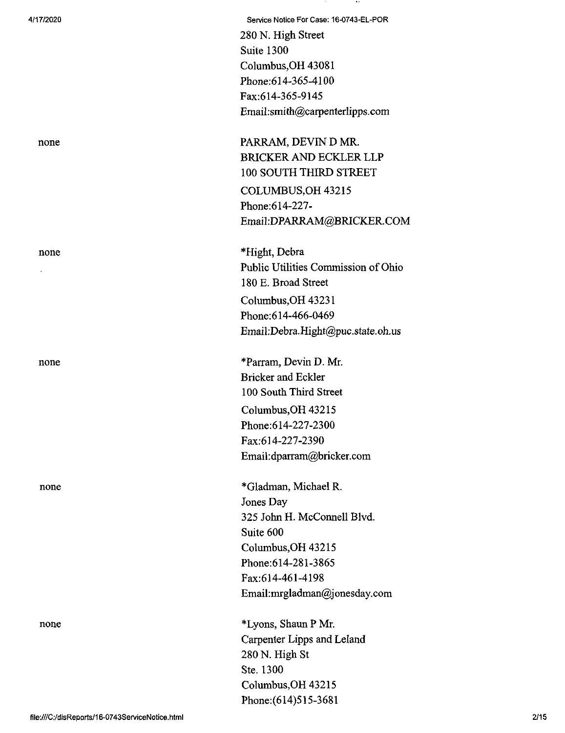280 N. High Street
Suite 1300
Columbus,OH 43081
Phone:614-365-4100
Fax:614-365-9145
Email:smith@carpenterlipps.com

| | |
|---|---|
| none | PARRAM, DEVIN D MR.<br>BRICKER AND ECKLER LLP<br>100 SOUTH THIRD STREET<br>COLUMBUS,OH 43215<br>Phone:614-227-<br>Email:DPARRAM@BRICKER.COM |
| none | *Hight, Debra<br>Public Utilities Commission of Ohio<br>180 E. Broad Street<br>Columbus,OH 43231<br>Phone:614-466-0469<br>Email:Debra.Hight@puc.state.oh.us |
| none | *Parram, Devin D. Mr.<br>Bricker and Eckler<br>100 South Third Street<br>Columbus,OH 43215<br>Phone:614-227-2300<br>Fax:614-227-2390<br>Email:dparram@bricker.com |
| none | *Gladman, Michael R.<br>Jones Day<br>325 John H. McConnell Blvd.<br>Suite 600<br>Columbus,OH 43215<br>Phone:614-281-3865<br>Fax:614-461-4198<br>Email:mrgladman@jonesday.com |
| none | *Lyons, Shaun P Mr.<br>Carpenter Lipps and Leland<br>280 N. High St<br>Ste. 1300<br>Columbus,OH 43215<br>Phone:(614)515-3681 |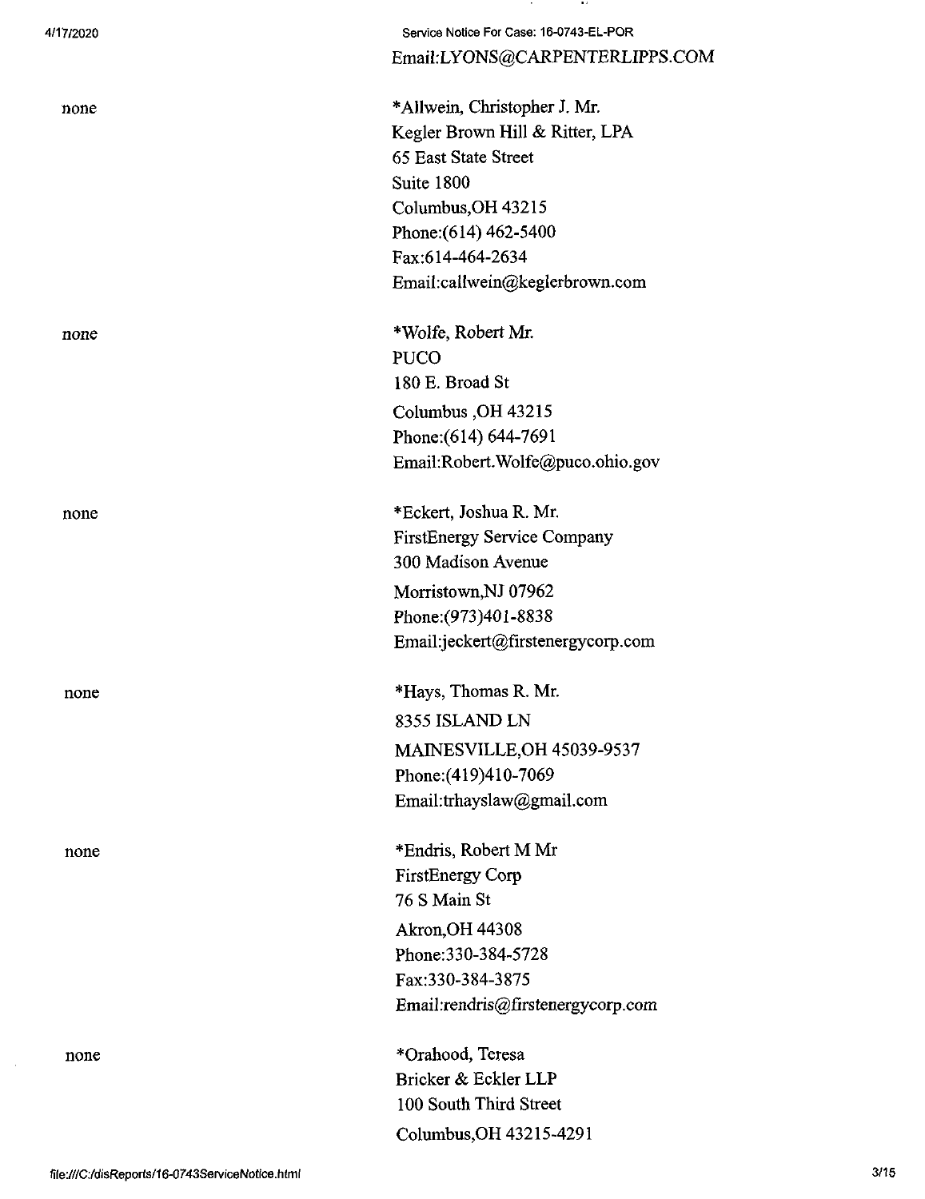Email:LYONS@CARPENTERLIPPS.COM

| | |
|---|---|
| none | *Allwein, Christopher J. Mr.<br>Kegler Brown Hill & Ritter, LPA<br>65 East State Street<br>Suite 1800<br>Columbus,OH 43215<br>Phone:(614) 462-5400<br>Fax:614-464-2634<br>Email:callwein@keglerbrown.com |
| none | *Wolfe, Robert Mr.<br>PUCO<br>180 E. Broad St<br>Columbus ,OH 43215<br>Phone:(614) 644-7691<br>Email:Robert.Wolfe@puco.ohio.gov |
| none | *Eckert, Joshua R. Mr.<br>FirstEnergy Service Company<br>300 Madison Avenue<br>Morristown,NJ 07962<br>Phone:(973)401-8838<br>Email:jeckert@firstenergycorp.com |
| none | *Hays, Thomas R. Mr.<br>8355 ISLAND LN<br>MAINESVILLE,OH 45039-9537<br>Phone:(419)410-7069<br>Email:trhayslaw@gmail.com |
| none | *Endris, Robert M Mr<br>FirstEnergy Corp<br>76 S Main St<br>Akron,OH 44308<br>Phone:330-384-5728<br>Fax:330-384-3875<br>Email:rendris@firstenergycorp.com |
| none | *Orahood, Teresa<br>Bricker & Eckler LLP<br>100 South Third Street<br>Columbus,OH 43215-4291 |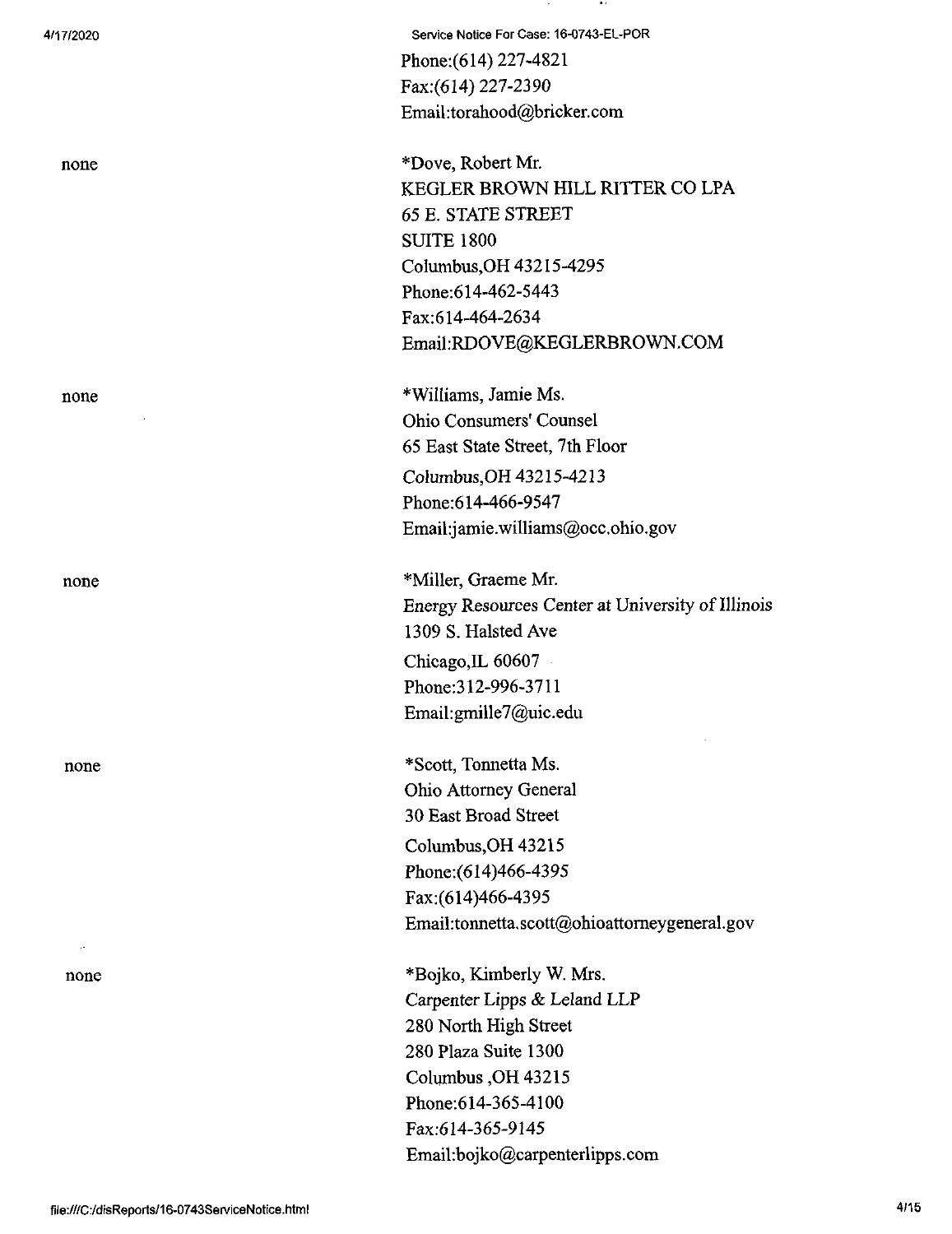Phone:(614) 227-4821
Fax:(614) 227-2390
Email:torahood@bricker.com

| | |
|---|---|
| none | *Dove, Robert Mr.<br>KEGLER BROWN HILL RITTER CO LPA<br>65 E. STATE STREET<br>SUITE 1800<br>Columbus,OH 43215-4295<br>Phone:614-462-5443<br>Fax:614-464-2634<br>Email:RDOVE@KEGLERBROWN.COM |
| none | *Williams, Jamie Ms.<br>Ohio Consumers' Counsel<br>65 East State Street, 7th Floor<br>Columbus,OH 43215-4213<br>Phone:614-466-9547<br>Email:jamie.williams@occ.ohio.gov |
| none | *Miller, Graeme Mr.<br>Energy Resources Center at University of Illinois<br>1309 S. Halsted Ave<br>Chicago,IL 60607<br>Phone:312-996-3711<br>Email:gmille7@uic.edu |
| none | *Scott, Tonnetta Ms.<br>Ohio Attorney General<br>30 East Broad Street<br>Columbus,OH 43215<br>Phone:(614)466-4395<br>Fax:(614)466-4395<br>Email:tonnetta.scott@ohioattorneygeneral.gov |
| none | *Bojko, Kimberly W. Mrs.<br>Carpenter Lipps & Leland LLP<br>280 North High Street<br>280 Plaza Suite 1300<br>Columbus ,OH 43215<br>Phone:614-365-4100<br>Fax:614-365-9145<br>Email:bojko@carpenterlipps.com |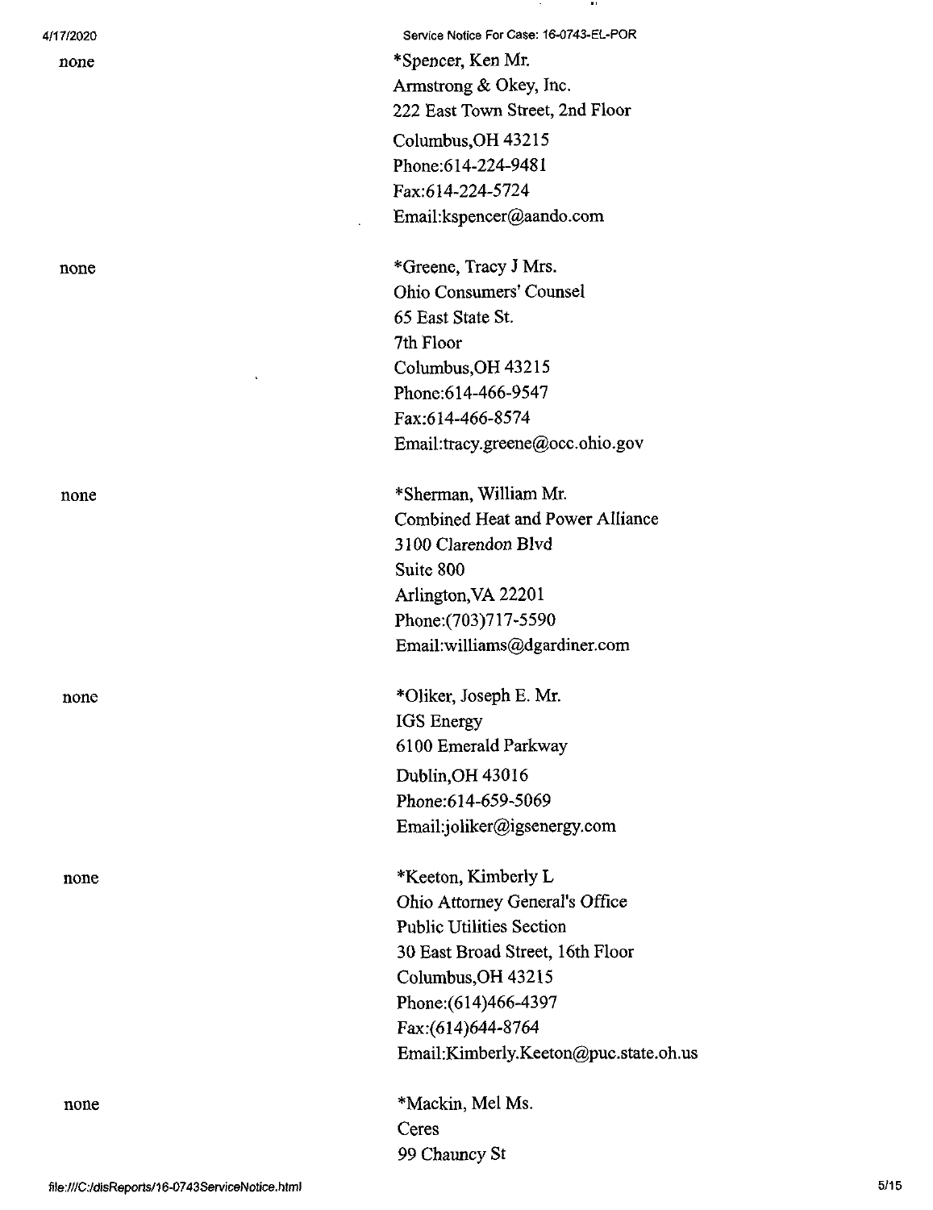none

*Spencer, Ken Mr.
Armstrong & Okey, Inc.
222 East Town Street, 2nd Floor
Columbus,OH 43215
Phone:614-224-9481
Fax:614-224-5724
Email:kspencer@aando.com

none

*Greene, Tracy J Mrs.
Ohio Consumers' Counsel
65 East State St.
7th Floor
Columbus,OH 43215
Phone:614-466-9547
Fax:614-466-8574
Email:tracy.greene@occ.ohio.gov

none

*Sherman, William Mr.
Combined Heat and Power Alliance
3100 Clarendon Blvd
Suite 800
Arlington,VA 22201
Phone:(703)717-5590
Email:williams@dgardiner.com

none

*Oliker, Joseph E. Mr.
IGS Energy
6100 Emerald Parkway
Dublin,OH 43016
Phone:614-659-5069
Email:joliker@igsenergy.com

none

*Keeton, Kimberly L
Ohio Attorney General's Office
Public Utilities Section
30 East Broad Street, 16th Floor
Columbus,OH 43215
Phone:(614)466-4397
Fax:(614)644-8764
Email:Kimberly.Keeton@puc.state.oh.us

none

*Mackin, Mel Ms.
Ceres
99 Chauncy St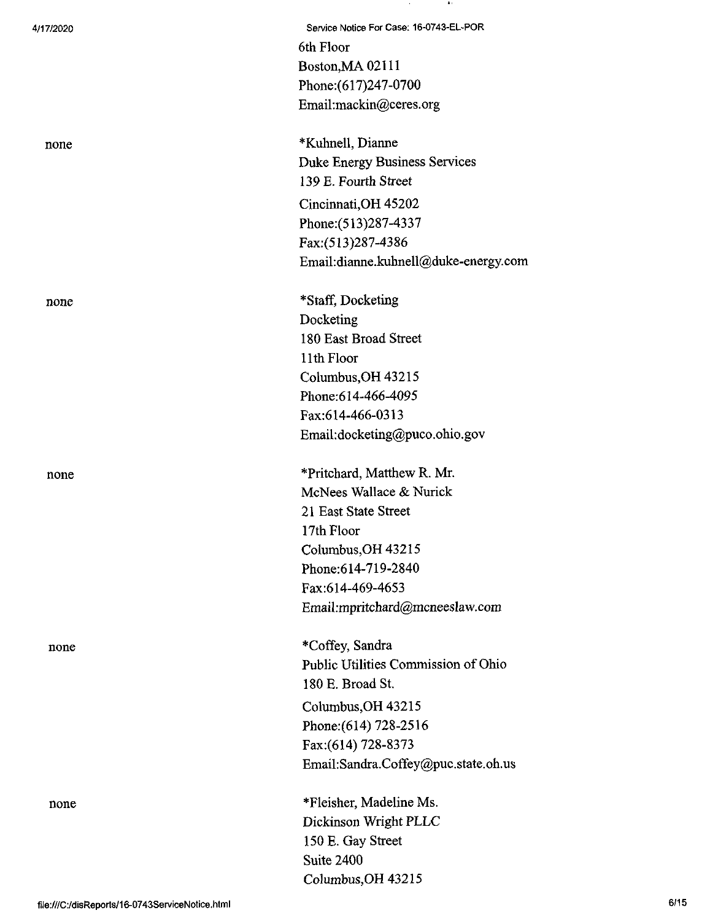| | |
|---|---|
| | 6th Floor<br>Boston,MA 02111<br>Phone:(617)247-0700<br>Email:mackin@ceres.org |
| none | *Kuhnell, Dianne<br>Duke Energy Business Services<br>139 E. Fourth Street<br>Cincinnati,OH 45202<br>Phone:(513)287-4337<br>Fax:(513)287-4386<br>Email:dianne.kuhnell@duke-energy.com |
| none | *Staff, Docketing<br>Docketing<br>180 East Broad Street<br>11th Floor<br>Columbus,OH 43215<br>Phone:614-466-4095<br>Fax:614-466-0313<br>Email:docketing@puco.ohio.gov |
| none | *Pritchard, Matthew R. Mr.<br>McNees Wallace & Nurick<br>21 East State Street<br>17th Floor<br>Columbus,OH 43215<br>Phone:614-719-2840<br>Fax:614-469-4653<br>Email:mpritchard@mcneeslaw.com |
| none | *Coffey, Sandra<br>Public Utilities Commission of Ohio<br>180 E. Broad St.<br>Columbus,OH 43215<br>Phone:(614) 728-2516<br>Fax:(614) 728-8373<br>Email:Sandra.Coffey@puc.state.oh.us |
| none | *Fleisher, Madeline Ms.<br>Dickinson Wright PLLC<br>150 E. Gay Street<br>Suite 2400<br>Columbus,OH 43215 |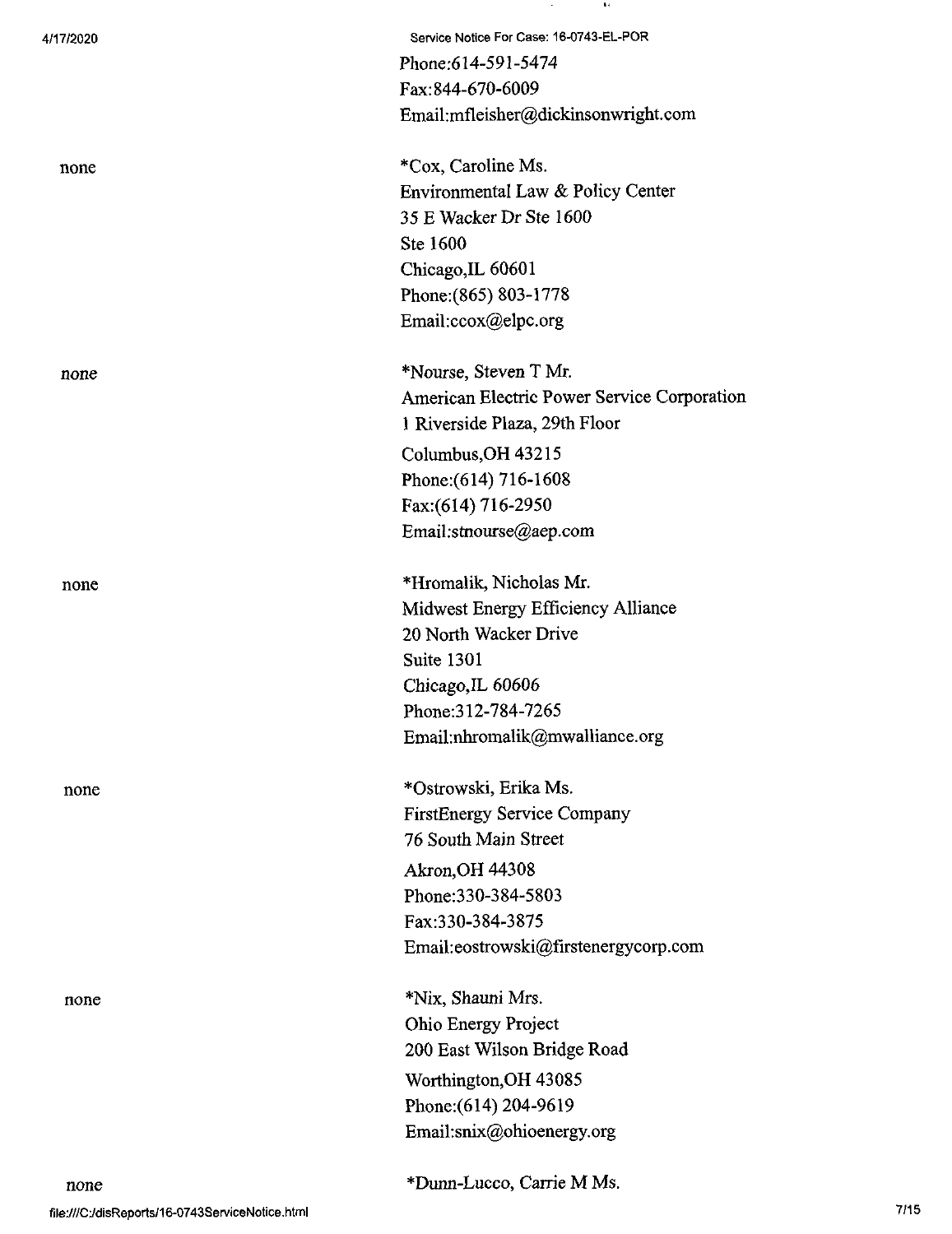Phone:614-591-5474
Fax:844-670-6009
Email:mfleisher@dickinsonwright.com

| | |
|---|---|
| none | *Cox, Caroline Ms.<br>Environmental Law & Policy Center<br>35 E Wacker Dr Ste 1600<br>Ste 1600<br>Chicago,IL 60601<br>Phone:(865) 803-1778<br>Email:ccox@elpc.org |
| none | *Nourse, Steven T Mr.<br>American Electric Power Service Corporation<br>1 Riverside Plaza, 29th Floor<br>Columbus,OH 43215<br>Phone:(614) 716-1608<br>Fax:(614) 716-2950<br>Email:stnourse@aep.com |
| none | *Hromalik, Nicholas Mr.<br>Midwest Energy Efficiency Alliance<br>20 North Wacker Drive<br>Suite 1301<br>Chicago,IL 60606<br>Phone:312-784-7265<br>Email:nhromalik@mwalliance.org |
| none | *Ostrowski, Erika Ms.<br>FirstEnergy Service Company<br>76 South Main Street<br>Akron,OH 44308<br>Phone:330-384-5803<br>Fax:330-384-3875<br>Email:eostrowski@firstenergycorp.com |
| none | *Nix, Shauni Mrs.<br>Ohio Energy Project<br>200 East Wilson Bridge Road<br>Worthington,OH 43085<br>Phone:(614) 204-9619<br>Email:snix@ohioenergy.org |
| none | *Dunn-Lucco, Carrie M Ms. |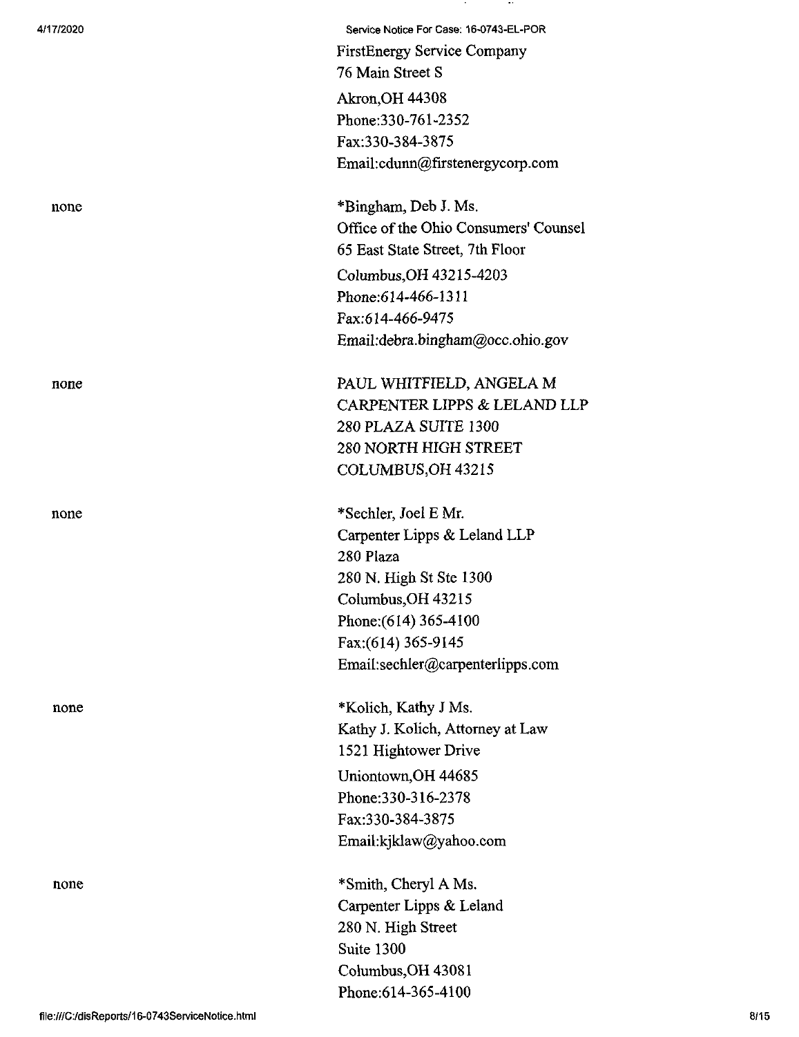FirstEnergy Service Company
76 Main Street S
Akron,OH 44308
Phone:330-761-2352
Fax:330-384-3875
Email:cdunn@firstenergycorp.com

none

*Bingham, Deb J. Ms.
Office of the Ohio Consumers' Counsel
65 East State Street, 7th Floor
Columbus,OH 43215-4203
Phone:614-466-1311
Fax:614-466-9475
Email:debra.bingham@occ.ohio.gov

none

PAUL WHITFIELD, ANGELA M
CARPENTER LIPPS & LELAND LLP
280 PLAZA SUITE 1300
280 NORTH HIGH STREET
COLUMBUS,OH 43215

none

*Sechler, Joel E Mr.
Carpenter Lipps & Leland LLP
280 Plaza
280 N. High St Ste 1300
Columbus,OH 43215
Phone:(614) 365-4100
Fax:(614) 365-9145
Email:sechler@carpenterlipps.com

none

*Kolich, Kathy J Ms.
Kathy J. Kolich, Attorney at Law
1521 Hightower Drive
Uniontown,OH 44685
Phone:330-316-2378
Fax:330-384-3875
Email:kjklaw@yahoo.com

none

*Smith, Cheryl A Ms.
Carpenter Lipps & Leland
280 N. High Street
Suite 1300
Columbus,OH 43081
Phone:614-365-4100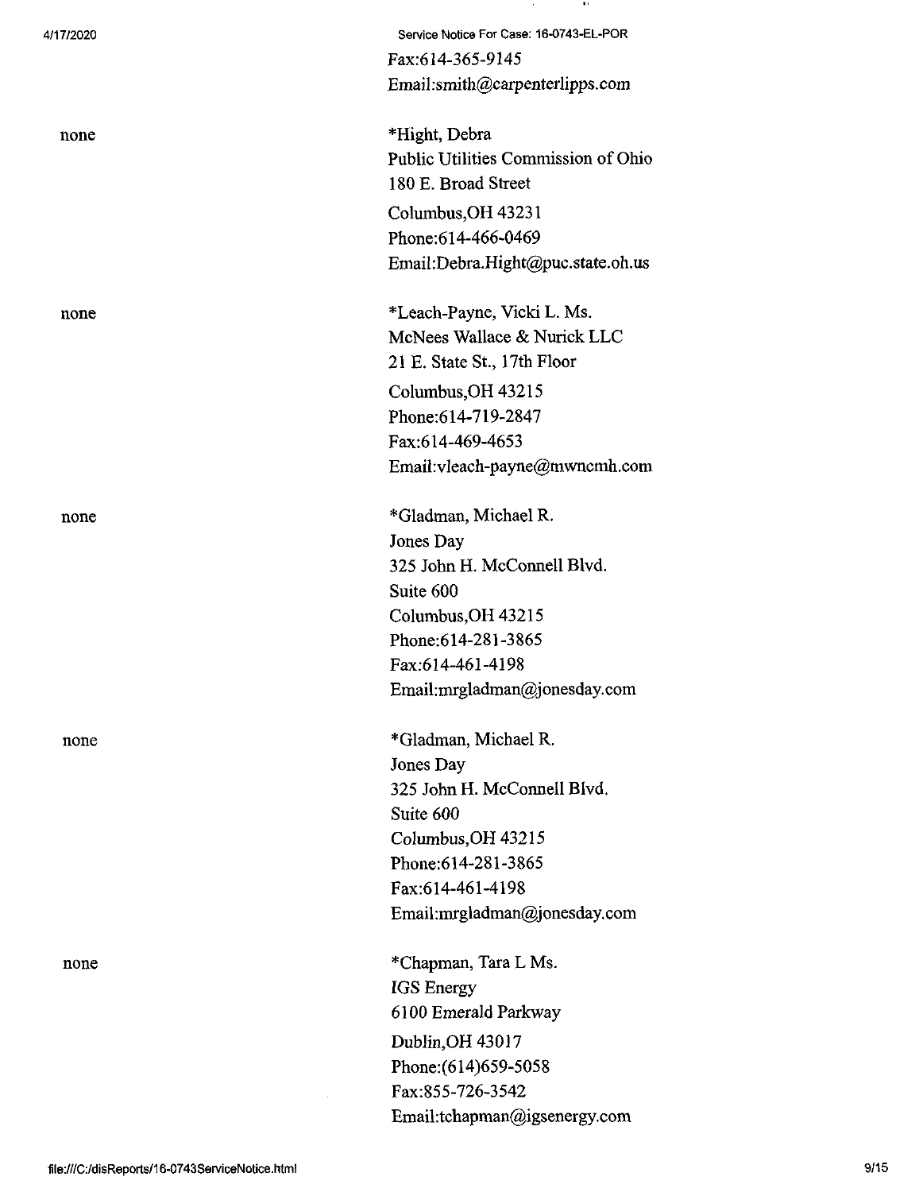Fax:614-365-9145
Email:smith@carpenterlipps.com

| | |
|---|---|
| none | *Hight, Debra<br>Public Utilities Commission of Ohio<br>180 E. Broad Street<br>Columbus,OH 43231<br>Phone:614-466-0469<br>Email:Debra.Hight@puc.state.oh.us |
| none | *Leach-Payne, Vicki L. Ms.<br>McNees Wallace & Nurick LLC<br>21 E. State St., 17th Floor<br>Columbus,OH 43215<br>Phone:614-719-2847<br>Fax:614-469-4653<br>Email:vleach-payne@mwncmh.com |
| none | *Gladman, Michael R.<br>Jones Day<br>325 John H. McConnell Blvd.<br>Suite 600<br>Columbus,OH 43215<br>Phone:614-281-3865<br>Fax:614-461-4198<br>Email:mrgladman@jonesday.com |
| none | *Gladman, Michael R.<br>Jones Day<br>325 John H. McConnell Blvd.<br>Suite 600<br>Columbus,OH 43215<br>Phone:614-281-3865<br>Fax:614-461-4198<br>Email:mrgladman@jonesday.com |
| none | *Chapman, Tara L Ms.<br>IGS Energy<br>6100 Emerald Parkway<br>Dublin,OH 43017<br>Phone:(614)659-5058<br>Fax:855-726-3542<br>Email:tchapman@igsenergy.com |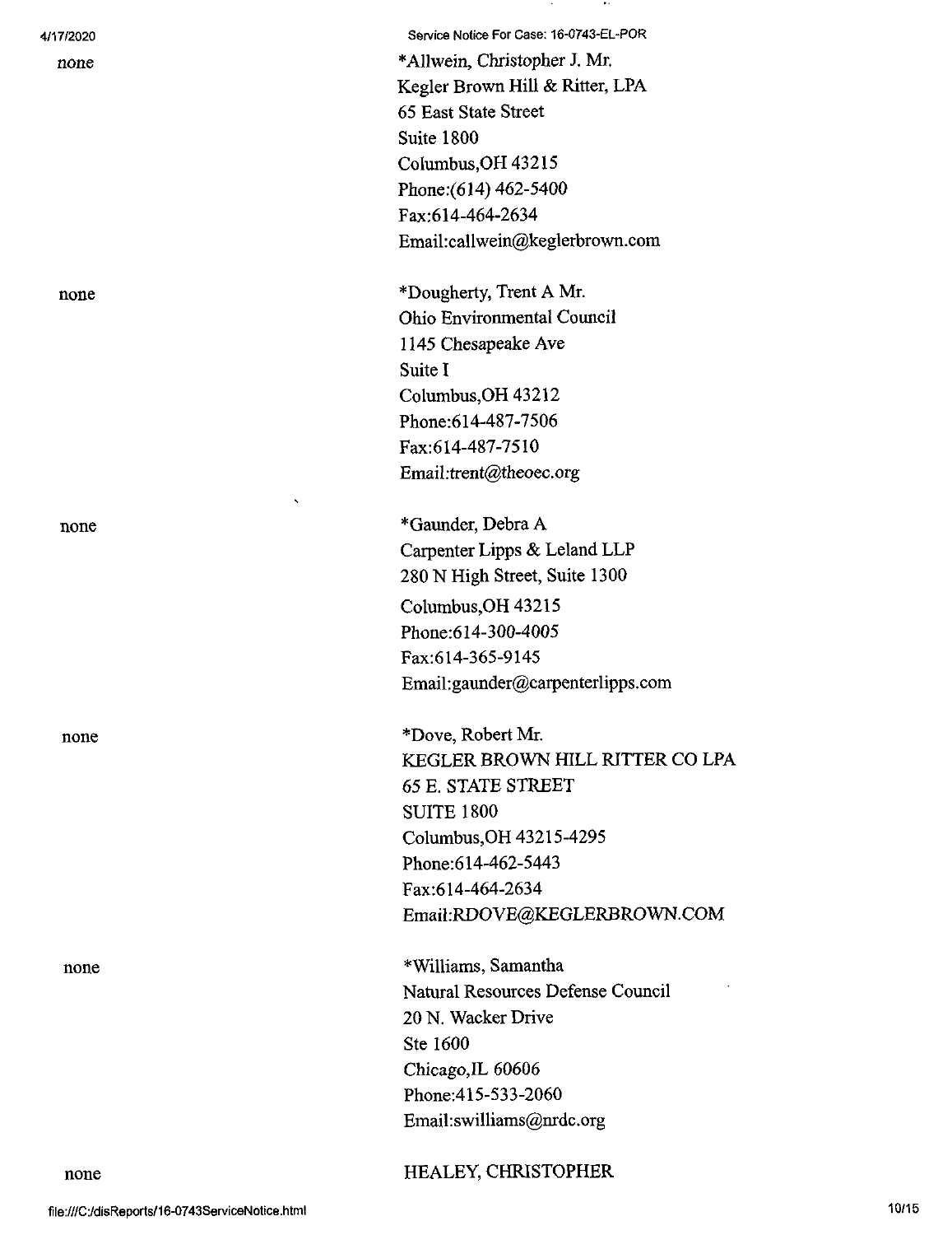none

*Allwein, Christopher J. Mr.
Kegler Brown Hill & Ritter, LPA
65 East State Street
Suite 1800
Columbus,OH 43215
Phone:(614) 462-5400
Fax:614-464-2634
Email:callwein@keglerbrown.com

none

*Dougherty, Trent A Mr.
Ohio Environmental Council
1145 Chesapeake Ave
Suite I
Columbus,OH 43212
Phone:614-487-7506
Fax:614-487-7510
Email:trent@theoec.org

none

*Gaunder, Debra A
Carpenter Lipps & Leland LLP
280 N High Street, Suite 1300
Columbus,OH 43215
Phone:614-300-4005
Fax:614-365-9145
Email:gaunder@carpenterlipps.com

none

*Dove, Robert Mr.
KEGLER BROWN HILL RITTER CO LPA
65 E. STATE STREET
SUITE 1800
Columbus,OH 43215-4295
Phone:614-462-5443
Fax:614-464-2634
Email:RDOVE@KEGLERBROWN.COM

none

*Williams, Samantha
Natural Resources Defense Council
20 N. Wacker Drive
Ste 1600
Chicago,IL 60606
Phone:415-533-2060
Email:swilliams@nrdc.org

none

HEALEY, CHRISTOPHER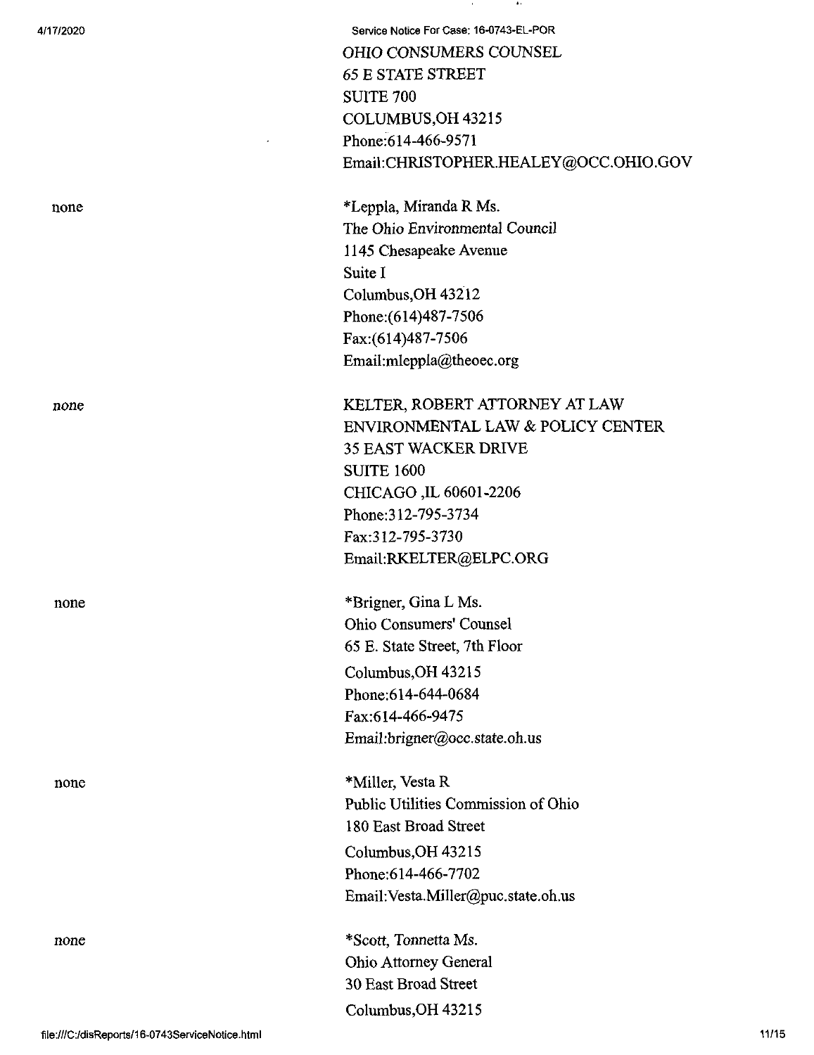OHIO CONSUMERS COUNSEL
65 E STATE STREET
SUITE 700
COLUMBUS,OH 43215
Phone:614-466-9571
Email:CHRISTOPHER.HEALEY@OCC.OHIO.GOV

none

*Leppla, Miranda R Ms.
The Ohio Environmental Council
1145 Chesapeake Avenue
Suite I
Columbus,OH 43212
Phone:(614)487-7506
Fax:(614)487-7506
Email:mleppla@theoec.org

none

KELTER, ROBERT ATTORNEY AT LAW
ENVIRONMENTAL LAW & POLICY CENTER
35 EAST WACKER DRIVE
SUITE 1600
CHICAGO ,IL 60601-2206
Phone:312-795-3734
Fax:312-795-3730
Email:RKELTER@ELPC.ORG

none

*Brigner, Gina L Ms.
Ohio Consumers' Counsel
65 E. State Street, 7th Floor
Columbus,OH 43215
Phone:614-644-0684
Fax:614-466-9475
Email:brigner@occ.state.oh.us

none

*Miller, Vesta R
Public Utilities Commission of Ohio
180 East Broad Street
Columbus,OH 43215
Phone:614-466-7702
Email:Vesta.Miller@puc.state.oh.us

none

*Scott, Tonnetta Ms.
Ohio Attorney General
30 East Broad Street
Columbus,OH 43215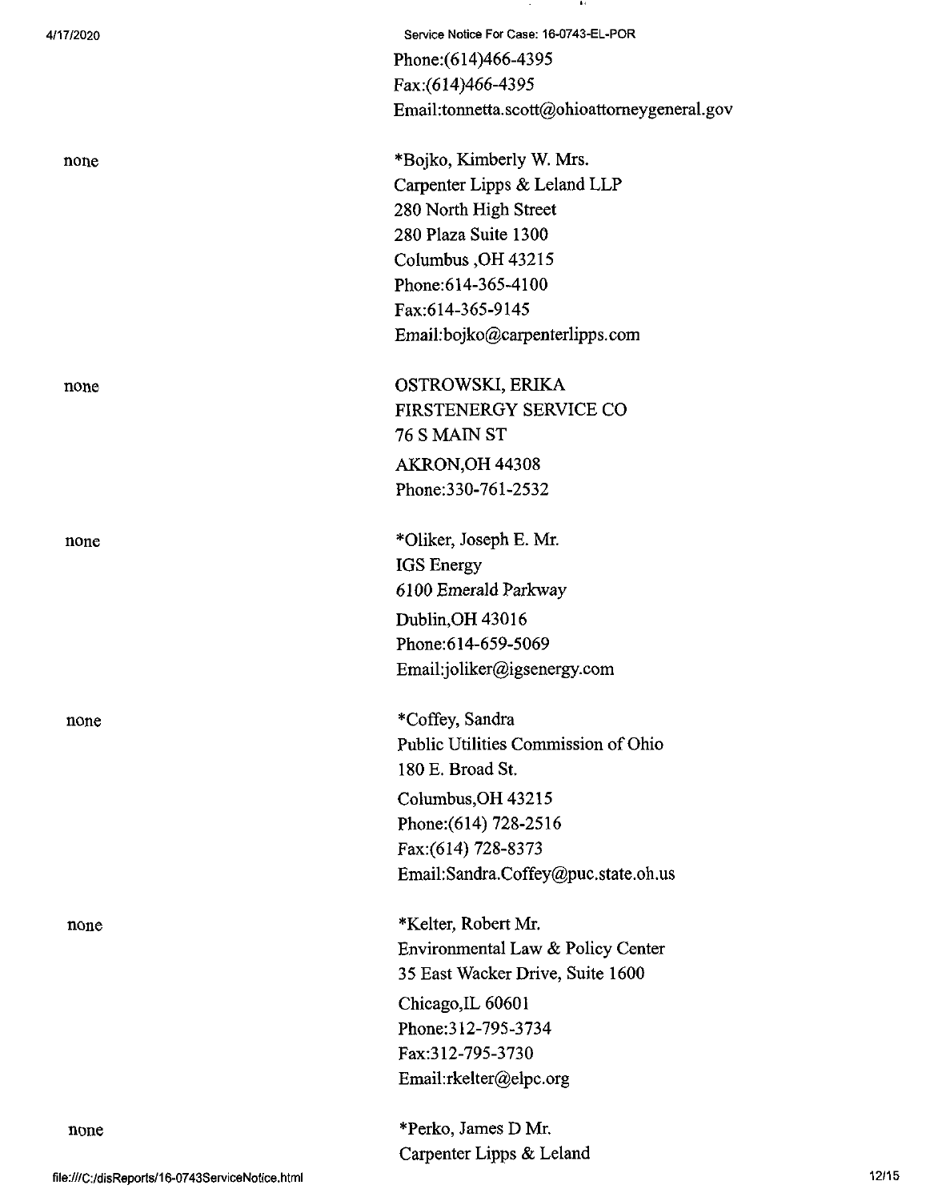Phone:(614)466-4395
Fax:(614)466-4395
Email:tonnetta.scott@ohioattorneygeneral.gov

| | |
|---|---|
| none | *Bojko, Kimberly W. Mrs.<br>Carpenter Lipps & Leland LLP<br>280 North High Street<br>280 Plaza Suite 1300<br>Columbus ,OH 43215<br>Phone:614-365-4100<br>Fax:614-365-9145<br>Email:bojko@carpenterlipps.com |
| none | OSTROWSKI, ERIKA<br>FIRSTENERGY SERVICE CO<br>76 S MAIN ST<br>AKRON,OH 44308<br>Phone:330-761-2532 |
| none | *Oliker, Joseph E. Mr.<br>IGS Energy<br>6100 Emerald Parkway<br>Dublin,OH 43016<br>Phone:614-659-5069<br>Email:joliker@igsenergy.com |
| none | *Coffey, Sandra<br>Public Utilities Commission of Ohio<br>180 E. Broad St.<br>Columbus,OH 43215<br>Phone:(614) 728-2516<br>Fax:(614) 728-8373<br>Email:Sandra.Coffey@puc.state.oh.us |
| none | *Kelter, Robert Mr.<br>Environmental Law & Policy Center<br>35 East Wacker Drive, Suite 1600<br>Chicago,IL 60601<br>Phone:312-795-3734<br>Fax:312-795-3730<br>Email:rkelter@elpc.org |
| none | *Perko, James D Mr.<br>Carpenter Lipps & Leland |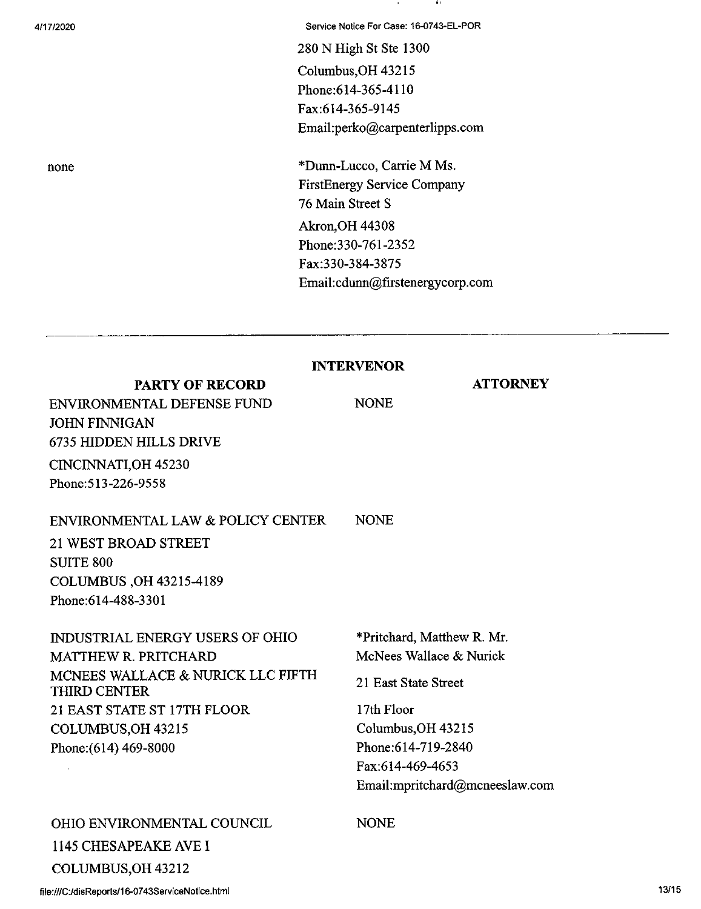| | |
|---|---|
| | 280 N High St Ste 1300<br>Columbus,OH 43215<br>Phone:614-365-4110<br>Fax:614-365-9145<br>Email:perko@carpenterlipps.com |
| none | *Dunn-Lucco, Carrie M Ms.<br>FirstEnergy Service Company<br>76 Main Street S<br>Akron,OH 44308<br>Phone:330-761-2352<br>Fax:330-384-3875<br>Email:cdunn@firstenergycorp.com |

---

**INTERVENOR**

| PARTY OF RECORD | ATTORNEY |
|---|---|
| ENVIRONMENTAL DEFENSE FUND<br>JOHN FINNIGAN<br>6735 HIDDEN HILLS DRIVE<br>CINCINNATI,OH 45230<br>Phone:513-226-9558 | NONE |
| ENVIRONMENTAL LAW & POLICY CENTER<br>21 WEST BROAD STREET<br>SUITE 800<br>COLUMBUS ,OH 43215-4189<br>Phone:614-488-3301 | NONE |
| INDUSTRIAL ENERGY USERS OF OHIO<br>MATTHEW R. PRITCHARD<br>MCNEES WALLACE & NURICK LLC FIFTH THIRD CENTER<br>21 EAST STATE ST 17TH FLOOR<br>COLUMBUS,OH 43215<br>Phone:(614) 469-8000 | *Pritchard, Matthew R. Mr.<br>McNees Wallace & Nurick<br>21 East State Street<br>17th Floor<br>Columbus,OH 43215<br>Phone:614-719-2840<br>Fax:614-469-4653<br>Email:mpritchard@mcneeslaw.com |
| OHIO ENVIRONMENTAL COUNCIL<br>1145 CHESAPEAKE AVE I<br>COLUMBUS,OH 43212 | NONE |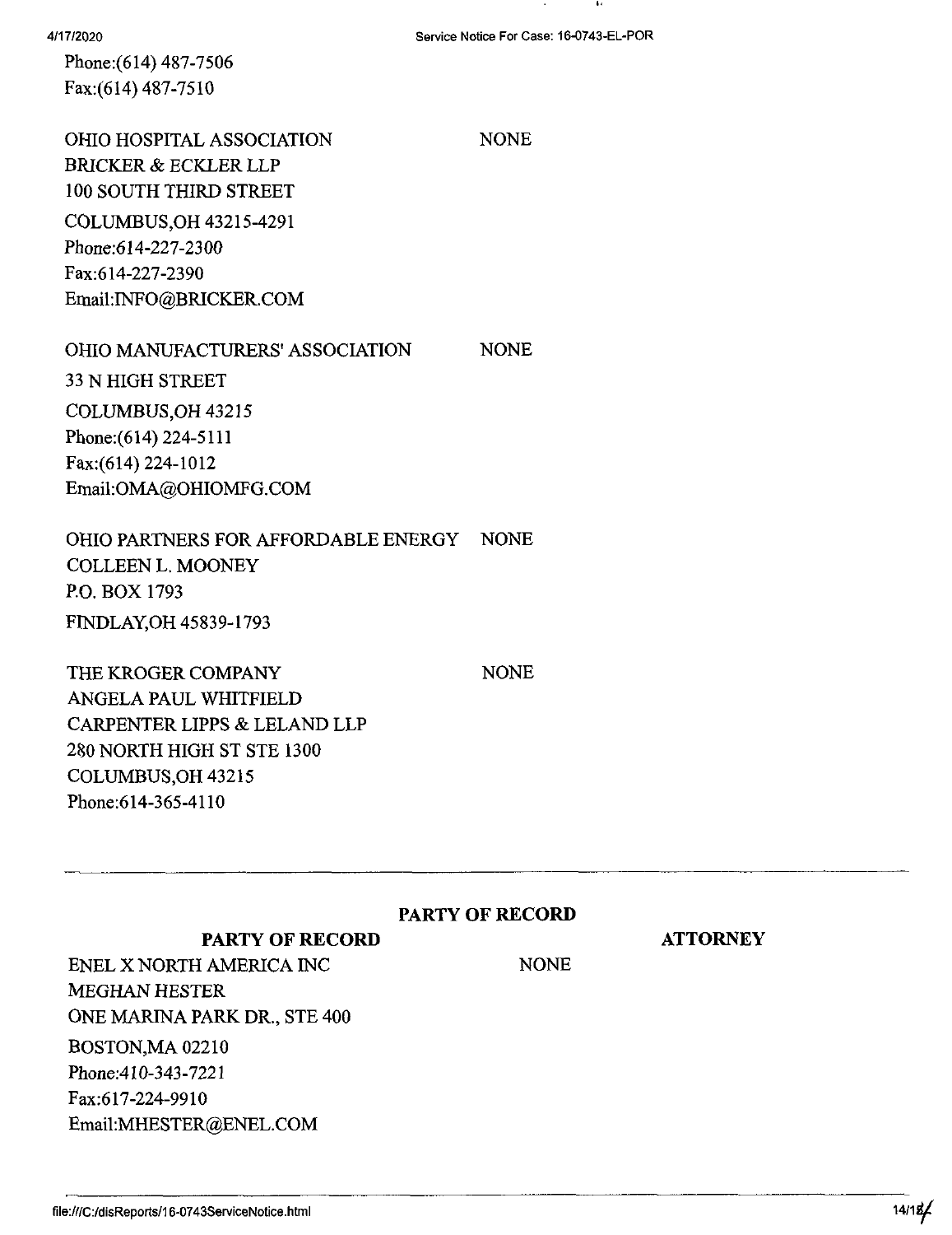Phone:(614) 487-7506
Fax:(614) 487-7510

| | |
|---|---|
| OHIO HOSPITAL ASSOCIATION<br>BRICKER & ECKLER LLP<br>100 SOUTH THIRD STREET<br>COLUMBUS,OH 43215-4291<br>Phone:614-227-2300<br>Fax:614-227-2390<br>Email:INFO@BRICKER.COM | NONE |
| OHIO MANUFACTURERS' ASSOCIATION<br>33 N HIGH STREET<br>COLUMBUS,OH 43215<br>Phone:(614) 224-5111<br>Fax:(614) 224-1012<br>Email:OMA@OHIOMFG.COM | NONE |
| OHIO PARTNERS FOR AFFORDABLE ENERGY<br>COLLEEN L. MOONEY<br>P.O. BOX 1793<br>FINDLAY,OH 45839-1793 | NONE |
| THE KROGER COMPANY<br>ANGELA PAUL WHITFIELD<br>CARPENTER LIPPS & LELAND LLP<br>280 NORTH HIGH ST STE 1300<br>COLUMBUS,OH 43215<br>Phone:614-365-4110 | NONE |

## PARTY OF RECORD

| PARTY OF RECORD | ATTORNEY |
|---|---|
| ENEL X NORTH AMERICA INC<br>MEGHAN HESTER<br>ONE MARINA PARK DR., STE 400<br>BOSTON,MA 02210<br>Phone:410-343-7221<br>Fax:617-224-9910<br>Email:MHESTER@ENEL.COM | NONE |